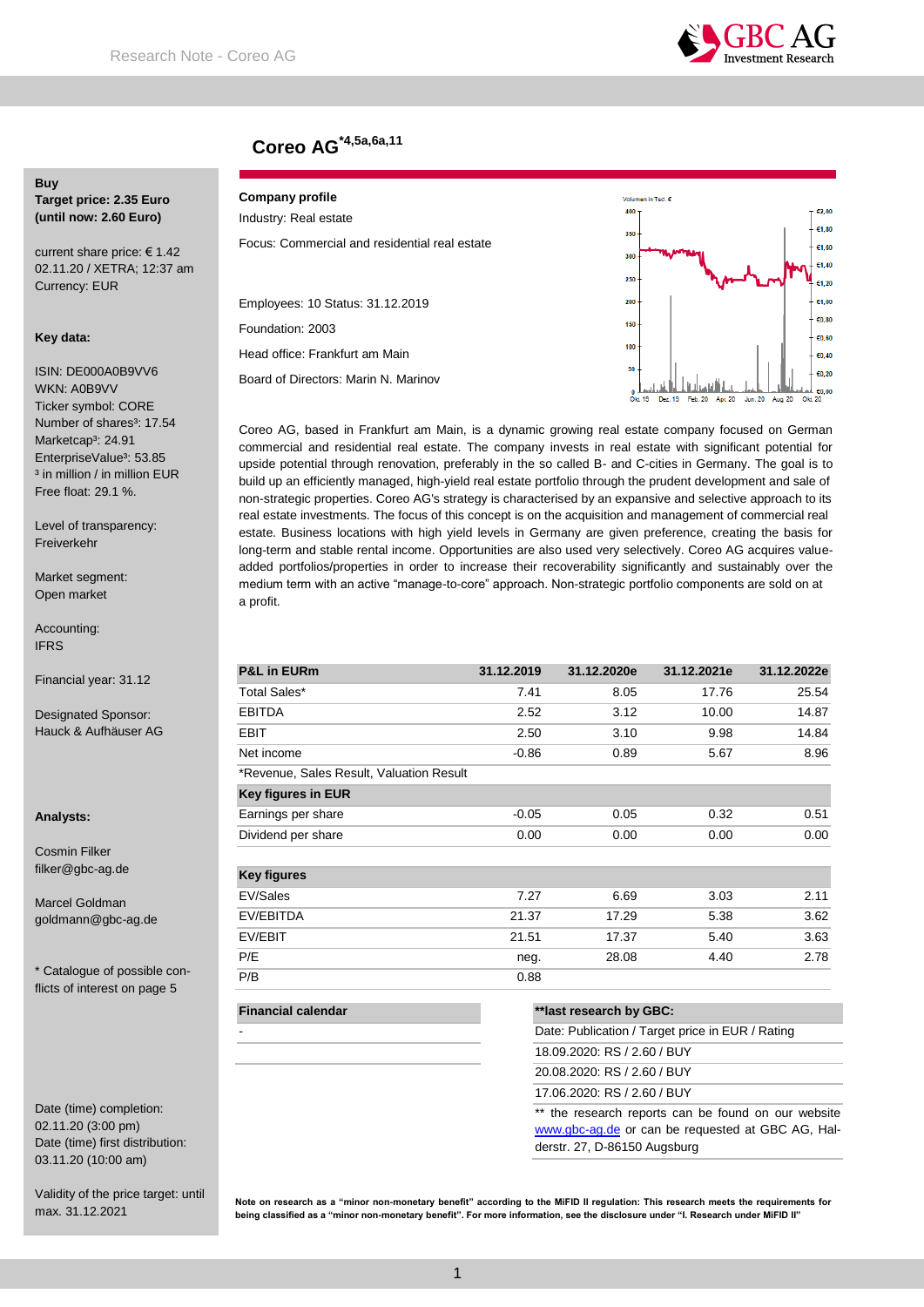# Coreo AG*4,5a,6a,11

**Buy**
**Target price: 2.35 Euro**
**(until now: 2.60 Euro)**

current share price: € 1.42
02.11.20 / XETRA; 12:37 am
Currency: EUR

**Key data:**

ISIN: DE000A0B9VV6
WKN: A0B9VV
Ticker symbol: CORE
Number of shares³: 17.54
Marketcap³: 24.91
EnterpriseValue³: 53.85
³ in million / in million EUR
Free float: 29.1 %.

Level of transparency:
Freiverkehr

Market segment:
Open market

Accounting:
IFRS

Financial year: 31.12

Designated Sponsor:
Hauck & Aufhäuser AG

**Analysts:**

Cosmin Filker
filker@gbc-ag.de

Marcel Goldman
goldmann@gbc-ag.de

* Catalogue of possible conflicts of interest on page 5

Date (time) completion:
02.11.20 (3:00 pm)
Date (time) first distribution:
03.11.20 (10:00 am)

Validity of the price target: until max. 31.12.2021

**Company profile**

Industry: Real estate

Focus: Commercial and residential real estate

Employees: 10 Status: 31.12.2019

Foundation: 2003

Head office: Frankfurt am Main

Board of Directors: Marin N. Marinov

Coreo AG, based in Frankfurt am Main, is a dynamic growing real estate company focused on German commercial and residential real estate. The company invests in real estate with significant potential for upside potential through renovation, preferably in the so called B- and C-cities in Germany. The goal is to build up an efficiently managed, high-yield real estate portfolio through the prudent development and sale of non-strategic properties. Coreo AG's strategy is characterised by an expansive and selective approach to its real estate investments. The focus of this concept is on the acquisition and management of commercial real estate. Business locations with high yield levels in Germany are given preference, creating the basis for long-term and stable rental income. Opportunities are also used very selectively. Coreo AG acquires value-added portfolios/properties in order to increase their recoverability significantly and sustainably over the medium term with an active "manage-to-core" approach. Non-strategic portfolio components are sold on at a profit.

| P&L in EURm | 31.12.2019 | 31.12.2020e | 31.12.2021e | 31.12.2022e |
|---|---|---|---|---|
| Total Sales* | 7.41 | 8.05 | 17.76 | 25.54 |
| EBITDA | 2.52 | 3.12 | 10.00 | 14.87 |
| EBIT | 2.50 | 3.10 | 9.98 | 14.84 |
| Net income | -0.86 | 0.89 | 5.67 | 8.96 |
| *Revenue, Sales Result, Valuation Result | | | | |
| **Key figures in EUR** | | | | |
| Earnings per share | -0.05 | 0.05 | 0.32 | 0.51 |
| Dividend per share | 0.00 | 0.00 | 0.00 | 0.00 |
| **Key figures** | | | | |
| EV/Sales | 7.27 | 6.69 | 3.03 | 2.11 |
| EV/EBITDA | 21.37 | 17.29 | 5.38 | 3.62 |
| EV/EBIT | 21.51 | 17.37 | 5.40 | 3.63 |
| P/E | neg. | 28.08 | 4.40 | 2.78 |
| P/B | 0.88 | | | |

| Financial calendar |
|---|
| - |

| **last research by GBC: |
|---|
| Date: Publication / Target price in EUR / Rating |
| 18.09.2020: RS / 2.60 / BUY |
| 20.08.2020: RS / 2.60 / BUY |
| 17.06.2020: RS / 2.60 / BUY |

** the research reports can be found on our website www.gbc-ag.de or can be requested at GBC AG, Halderstr. 27, D-86150 Augsburg

**Note on research as a "minor non-monetary benefit" according to the MiFID II regulation: This research meets the requirements for being classified as a "minor non-monetary benefit". For more information, see the disclosure under "I. Research under MiFID II"**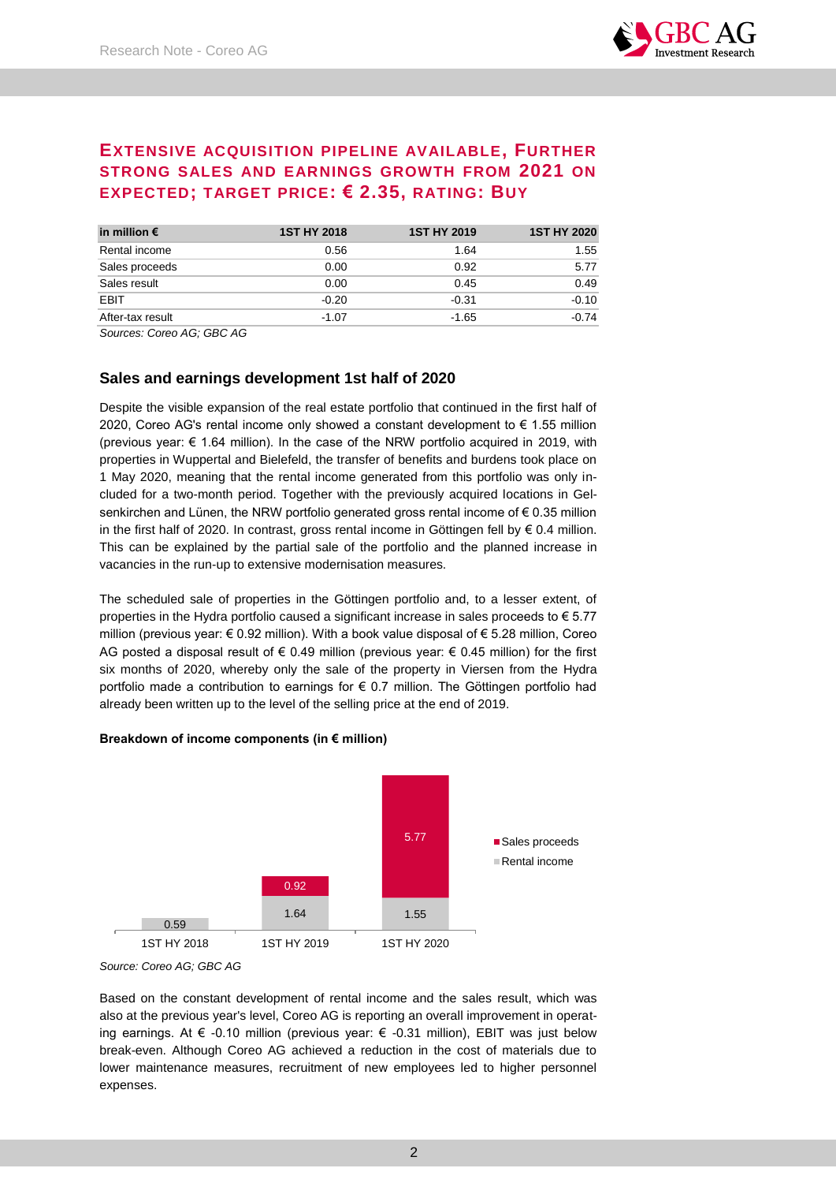## EXTENSIVE ACQUISITION PIPELINE AVAILABLE, FURTHER STRONG SALES AND EARNINGS GROWTH FROM 2021 ON EXPECTED; TARGET PRICE: € 2.35, RATING: BUY

| in million € | 1ST HY 2018 | 1ST HY 2019 | 1ST HY 2020 |
|---|---|---|---|
| Rental income | 0.56 | 1.64 | 1.55 |
| Sales proceeds | 0.00 | 0.92 | 5.77 |
| Sales result | 0.00 | 0.45 | 0.49 |
| EBIT | -0.20 | -0.31 | -0.10 |
| After-tax result | -1.07 | -1.65 | -0.74 |

*Sources: Coreo AG; GBC AG*

### Sales and earnings development 1st half of 2020

Despite the visible expansion of the real estate portfolio that continued in the first half of 2020, Coreo AG's rental income only showed a constant development to € 1.55 million (previous year: € 1.64 million). In the case of the NRW portfolio acquired in 2019, with properties in Wuppertal and Bielefeld, the transfer of benefits and burdens took place on 1 May 2020, meaning that the rental income generated from this portfolio was only included for a two-month period. Together with the previously acquired locations in Gelsenkirchen and Lünen, the NRW portfolio generated gross rental income of € 0.35 million in the first half of 2020. In contrast, gross rental income in Göttingen fell by € 0.4 million. This can be explained by the partial sale of the portfolio and the planned increase in vacancies in the run-up to extensive modernisation measures.

The scheduled sale of properties in the Göttingen portfolio and, to a lesser extent, of properties in the Hydra portfolio caused a significant increase in sales proceeds to € 5.77 million (previous year: € 0.92 million). With a book value disposal of € 5.28 million, Coreo AG posted a disposal result of € 0.49 million (previous year: € 0.45 million) for the first six months of 2020, whereby only the sale of the property in Viersen from the Hydra portfolio made a contribution to earnings for € 0.7 million. The Göttingen portfolio had already been written up to the level of the selling price at the end of 2019.

**Breakdown of income components (in € million)**

| | 1ST HY 2018 | 1ST HY 2019 | 1ST HY 2020 |
|---|---|---|---|
| Rental income | 0.59 | 1.64 | 1.55 |
| Sales proceeds | | 0.92 | 5.77 |

*Source: Coreo AG; GBC AG*

Based on the constant development of rental income and the sales result, which was also at the previous year's level, Coreo AG is reporting an overall improvement in operating earnings. At € -0.10 million (previous year: € -0.31 million), EBIT was just below break-even. Although Coreo AG achieved a reduction in the cost of materials due to lower maintenance measures, recruitment of new employees led to higher personnel expenses.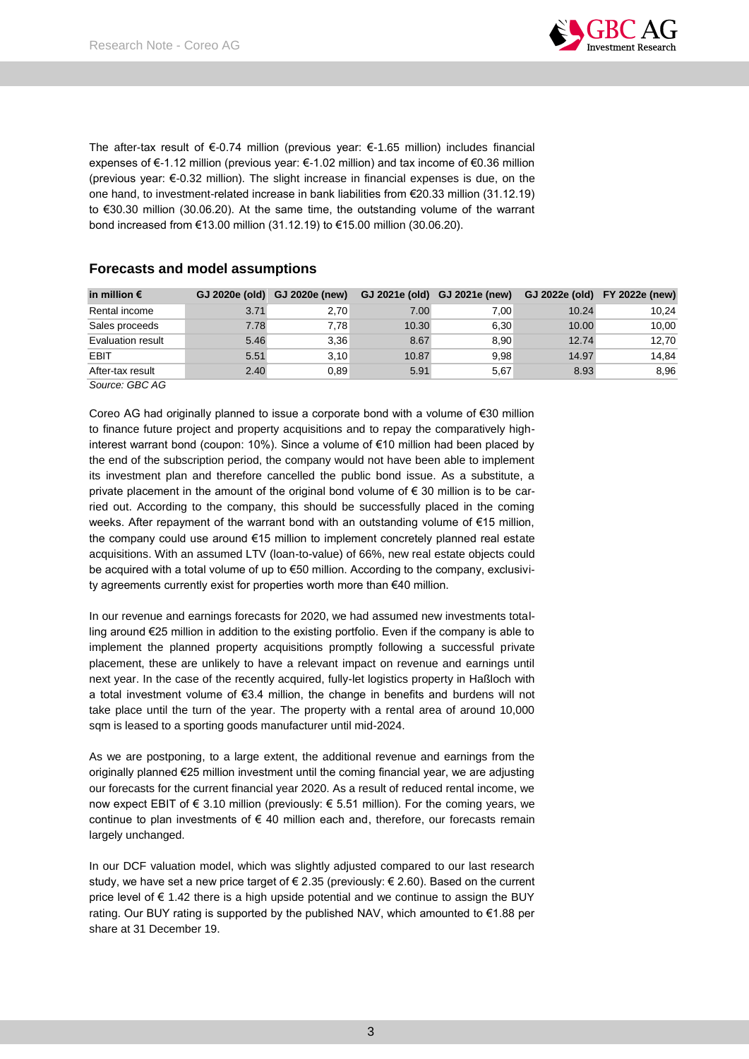The after-tax result of €-0.74 million (previous year: €-1.65 million) includes financial expenses of €-1.12 million (previous year: €-1.02 million) and tax income of €0.36 million (previous year: €-0.32 million). The slight increase in financial expenses is due, on the one hand, to investment-related increase in bank liabilities from €20.33 million (31.12.19) to €30.30 million (30.06.20). At the same time, the outstanding volume of the warrant bond increased from €13.00 million (31.12.19) to €15.00 million (30.06.20).

## Forecasts and model assumptions

| in million € | GJ 2020e (old) | GJ 2020e (new) | GJ 2021e (old) | GJ 2021e (new) | GJ 2022e (old) | FY 2022e (new) |
|---|---|---|---|---|---|---|
| Rental income | 3.71 | 2,70 | 7.00 | 7,00 | 10.24 | 10,24 |
| Sales proceeds | 7.78 | 7,78 | 10.30 | 6,30 | 10.00 | 10,00 |
| Evaluation result | 5.46 | 3,36 | 8.67 | 8,90 | 12.74 | 12,70 |
| EBIT | 5.51 | 3,10 | 10.87 | 9,98 | 14.97 | 14,84 |
| After-tax result | 2.40 | 0,89 | 5.91 | 5,67 | 8.93 | 8,96 |

*Source: GBC AG*

Coreo AG had originally planned to issue a corporate bond with a volume of €30 million to finance future project and property acquisitions and to repay the comparatively high-interest warrant bond (coupon: 10%). Since a volume of €10 million had been placed by the end of the subscription period, the company would not have been able to implement its investment plan and therefore cancelled the public bond issue. As a substitute, a private placement in the amount of the original bond volume of € 30 million is to be carried out. According to the company, this should be successfully placed in the coming weeks. After repayment of the warrant bond with an outstanding volume of €15 million, the company could use around €15 million to implement concretely planned real estate acquisitions. With an assumed LTV (loan-to-value) of 66%, new real estate objects could be acquired with a total volume of up to €50 million. According to the company, exclusivity agreements currently exist for properties worth more than €40 million.

In our revenue and earnings forecasts for 2020, we had assumed new investments totalling around €25 million in addition to the existing portfolio. Even if the company is able to implement the planned property acquisitions promptly following a successful private placement, these are unlikely to have a relevant impact on revenue and earnings until next year. In the case of the recently acquired, fully-let logistics property in Haßloch with a total investment volume of €3.4 million, the change in benefits and burdens will not take place until the turn of the year. The property with a rental area of around 10,000 sqm is leased to a sporting goods manufacturer until mid-2024.

As we are postponing, to a large extent, the additional revenue and earnings from the originally planned €25 million investment until the coming financial year, we are adjusting our forecasts for the current financial year 2020. As a result of reduced rental income, we now expect EBIT of € 3.10 million (previously: € 5.51 million). For the coming years, we continue to plan investments of € 40 million each and, therefore, our forecasts remain largely unchanged.

In our DCF valuation model, which was slightly adjusted compared to our last research study, we have set a new price target of € 2.35 (previously: € 2.60). Based on the current price level of € 1.42 there is a high upside potential and we continue to assign the BUY rating. Our BUY rating is supported by the published NAV, which amounted to €1.88 per share at 31 December 19.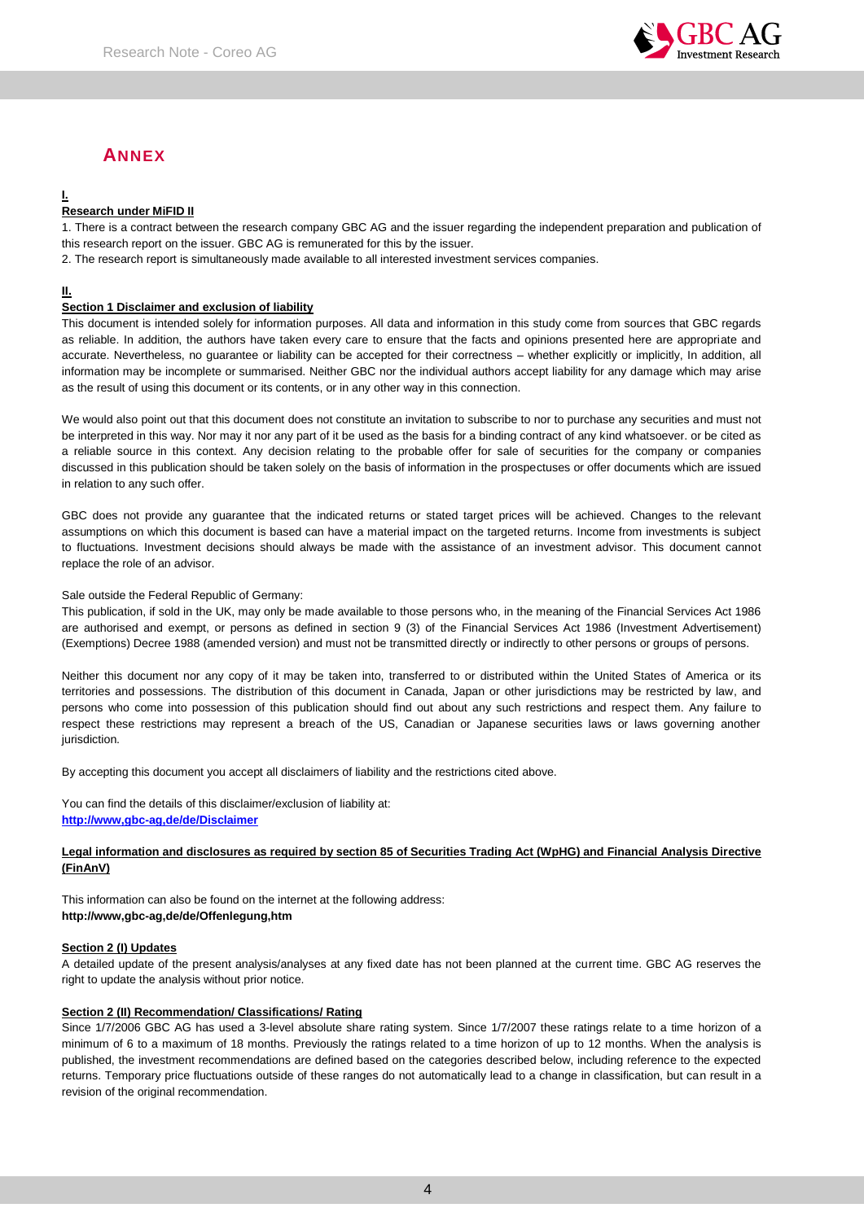## ANNEX

**I.**

**Research under MiFID II**

1. There is a contract between the research company GBC AG and the issuer regarding the independent preparation and publication of this research report on the issuer. GBC AG is remunerated for this by the issuer.
2. The research report is simultaneously made available to all interested investment services companies.

**II.**

**Section 1 Disclaimer and exclusion of liability**

This document is intended solely for information purposes. All data and information in this study come from sources that GBC regards as reliable. In addition, the authors have taken every care to ensure that the facts and opinions presented here are appropriate and accurate. Nevertheless, no guarantee or liability can be accepted for their correctness – whether explicitly or implicitly, In addition, all information may be incomplete or summarised. Neither GBC nor the individual authors accept liability for any damage which may arise as the result of using this document or its contents, or in any other way in this connection.

We would also point out that this document does not constitute an invitation to subscribe to nor to purchase any securities and must not be interpreted in this way. Nor may it nor any part of it be used as the basis for a binding contract of any kind whatsoever. or be cited as a reliable source in this context. Any decision relating to the probable offer for sale of securities for the company or companies discussed in this publication should be taken solely on the basis of information in the prospectuses or offer documents which are issued in relation to any such offer.

GBC does not provide any guarantee that the indicated returns or stated target prices will be achieved. Changes to the relevant assumptions on which this document is based can have a material impact on the targeted returns. Income from investments is subject to fluctuations. Investment decisions should always be made with the assistance of an investment advisor. This document cannot replace the role of an advisor.

Sale outside the Federal Republic of Germany:
This publication, if sold in the UK, may only be made available to those persons who, in the meaning of the Financial Services Act 1986 are authorised and exempt, or persons as defined in section 9 (3) of the Financial Services Act 1986 (Investment Advertisement) (Exemptions) Decree 1988 (amended version) and must not be transmitted directly or indirectly to other persons or groups of persons.

Neither this document nor any copy of it may be taken into, transferred to or distributed within the United States of America or its territories and possessions. The distribution of this document in Canada, Japan or other jurisdictions may be restricted by law, and persons who come into possession of this publication should find out about any such restrictions and respect them. Any failure to respect these restrictions may represent a breach of the US, Canadian or Japanese securities laws or laws governing another jurisdiction.

By accepting this document you accept all disclaimers of liability and the restrictions cited above.

You can find the details of this disclaimer/exclusion of liability at:
**http://www,gbc-ag,de/de/Disclaimer**

**Legal information and disclosures as required by section 85 of Securities Trading Act (WpHG) and Financial Analysis Directive (FinAnV)**

This information can also be found on the internet at the following address:
**http://www,gbc-ag,de/de/Offenlegung,htm**

**Section 2 (I) Updates**

A detailed update of the present analysis/analyses at any fixed date has not been planned at the current time. GBC AG reserves the right to update the analysis without prior notice.

**Section 2 (II) Recommendation/ Classifications/ Rating**

Since 1/7/2006 GBC AG has used a 3-level absolute share rating system. Since 1/7/2007 these ratings relate to a time horizon of a minimum of 6 to a maximum of 18 months. Previously the ratings related to a time horizon of up to 12 months. When the analysis is published, the investment recommendations are defined based on the categories described below, including reference to the expected returns. Temporary price fluctuations outside of these ranges do not automatically lead to a change in classification, but can result in a revision of the original recommendation.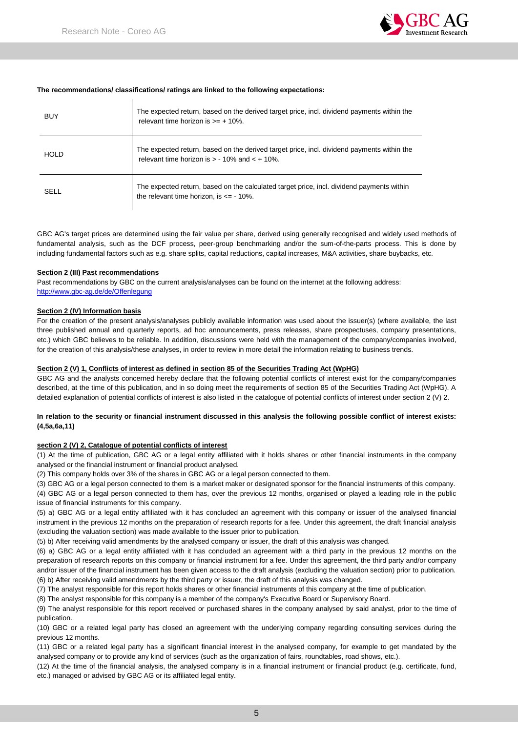**The recommendations/ classifications/ ratings are linked to the following expectations:**

| | |
|---|---|
| BUY | The expected return, based on the derived target price, incl. dividend payments within the relevant time horizon is >= + 10%. |
| HOLD | The expected return, based on the derived target price, incl. dividend payments within the relevant time horizon is > - 10% and < + 10%. |
| SELL | The expected return, based on the calculated target price, incl. dividend payments within the relevant time horizon, is <= - 10%. |

GBC AG's target prices are determined using the fair value per share, derived using generally recognised and widely used methods of fundamental analysis, such as the DCF process, peer-group benchmarking and/or the sum-of-the-parts process. This is done by including fundamental factors such as e.g. share splits, capital reductions, capital increases, M&A activities, share buybacks, etc.

**Section 2 (III) Past recommendations**

Past recommendations by GBC on the current analysis/analyses can be found on the internet at the following address:
http://www.gbc-ag.de/de/Offenlegung

**Section 2 (IV) Information basis**

For the creation of the present analysis/analyses publicly available information was used about the issuer(s) (where available, the last three published annual and quarterly reports, ad hoc announcements, press releases, share prospectuses, company presentations, etc.) which GBC believes to be reliable. In addition, discussions were held with the management of the company/companies involved, for the creation of this analysis/these analyses, in order to review in more detail the information relating to business trends.

**Section 2 (V) 1, Conflicts of interest as defined in section 85 of the Securities Trading Act (WpHG)**

GBC AG and the analysts concerned hereby declare that the following potential conflicts of interest exist for the company/companies described, at the time of this publication, and in so doing meet the requirements of section 85 of the Securities Trading Act (WpHG). A detailed explanation of potential conflicts of interest is also listed in the catalogue of potential conflicts of interest under section 2 (V) 2.

**In relation to the security or financial instrument discussed in this analysis the following possible conflict of interest exists: (4,5a,6a,11)**

**section 2 (V) 2, Catalogue of potential conflicts of interest**

(1) At the time of publication, GBC AG or a legal entity affiliated with it holds shares or other financial instruments in the company analysed or the financial instrument or financial product analysed.

(2) This company holds over 3% of the shares in GBC AG or a legal person connected to them.

(3) GBC AG or a legal person connected to them is a market maker or designated sponsor for the financial instruments of this company.

(4) GBC AG or a legal person connected to them has, over the previous 12 months, organised or played a leading role in the public issue of financial instruments for this company.

(5) a) GBC AG or a legal entity affiliated with it has concluded an agreement with this company or issuer of the analysed financial instrument in the previous 12 months on the preparation of research reports for a fee. Under this agreement, the draft financial analysis (excluding the valuation section) was made available to the issuer prior to publication.

(5) b) After receiving valid amendments by the analysed company or issuer, the draft of this analysis was changed.

(6) a) GBC AG or a legal entity affiliated with it has concluded an agreement with a third party in the previous 12 months on the preparation of research reports on this company or financial instrument for a fee. Under this agreement, the third party and/or company and/or issuer of the financial instrument has been given access to the draft analysis (excluding the valuation section) prior to publication.

(6) b) After receiving valid amendments by the third party or issuer, the draft of this analysis was changed.

(7) The analyst responsible for this report holds shares or other financial instruments of this company at the time of publication.

(8) The analyst responsible for this company is a member of the company's Executive Board or Supervisory Board.

(9) The analyst responsible for this report received or purchased shares in the company analysed by said analyst, prior to the time of publication.

(10) GBC or a related legal party has closed an agreement with the underlying company regarding consulting services during the previous 12 months.

(11) GBC or a related legal party has a significant financial interest in the analysed company, for example to get mandated by the analysed company or to provide any kind of services (such as the organization of fairs, roundtables, road shows, etc.).

(12) At the time of the financial analysis, the analysed company is in a financial instrument or financial product (e.g. certificate, fund, etc.) managed or advised by GBC AG or its affiliated legal entity.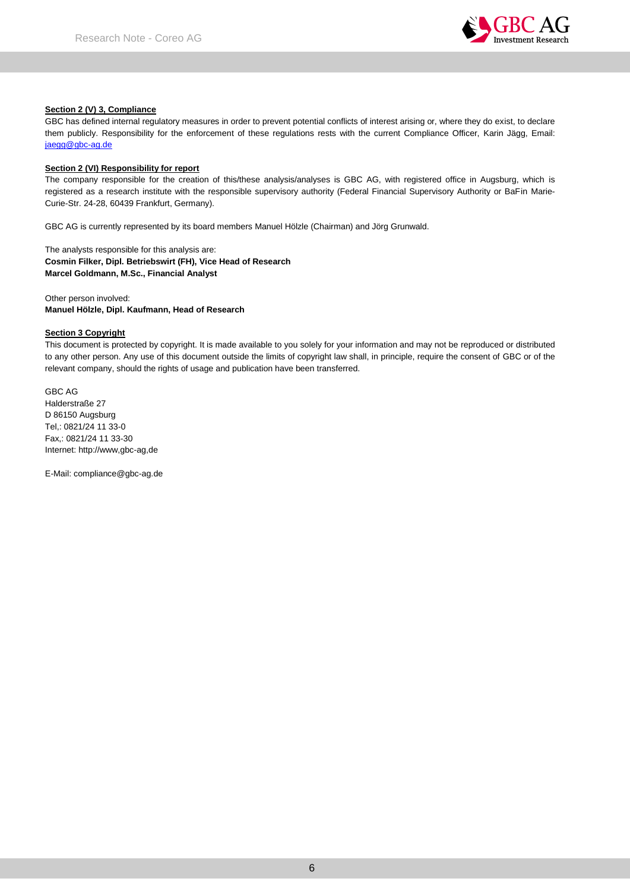**Section 2 (V) 3, Compliance**

GBC has defined internal regulatory measures in order to prevent potential conflicts of interest arising or, where they do exist, to declare them publicly. Responsibility for the enforcement of these regulations rests with the current Compliance Officer, Karin Jägg, Email: jaegg@gbc-ag.de

**Section 2 (VI) Responsibility for report**

The company responsible for the creation of this/these analysis/analyses is GBC AG, with registered office in Augsburg, which is registered as a research institute with the responsible supervisory authority (Federal Financial Supervisory Authority or BaFin Marie-Curie-Str. 24-28, 60439 Frankfurt, Germany).

GBC AG is currently represented by its board members Manuel Hölzle (Chairman) and Jörg Grunwald.

The analysts responsible for this analysis are:
**Cosmin Filker, Dipl. Betriebswirt (FH), Vice Head of Research**
**Marcel Goldmann, M.Sc., Financial Analyst**

Other person involved:
**Manuel Hölzle, Dipl. Kaufmann, Head of Research**

**Section 3 Copyright**

This document is protected by copyright. It is made available to you solely for your information and may not be reproduced or distributed to any other person. Any use of this document outside the limits of copyright law shall, in principle, require the consent of GBC or of the relevant company, should the rights of usage and publication have been transferred.

GBC AG
Halderstraße 27
D 86150 Augsburg
Tel,: 0821/24 11 33-0
Fax,: 0821/24 11 33-30
Internet: http://www,gbc-ag,de

E-Mail: compliance@gbc-ag.de